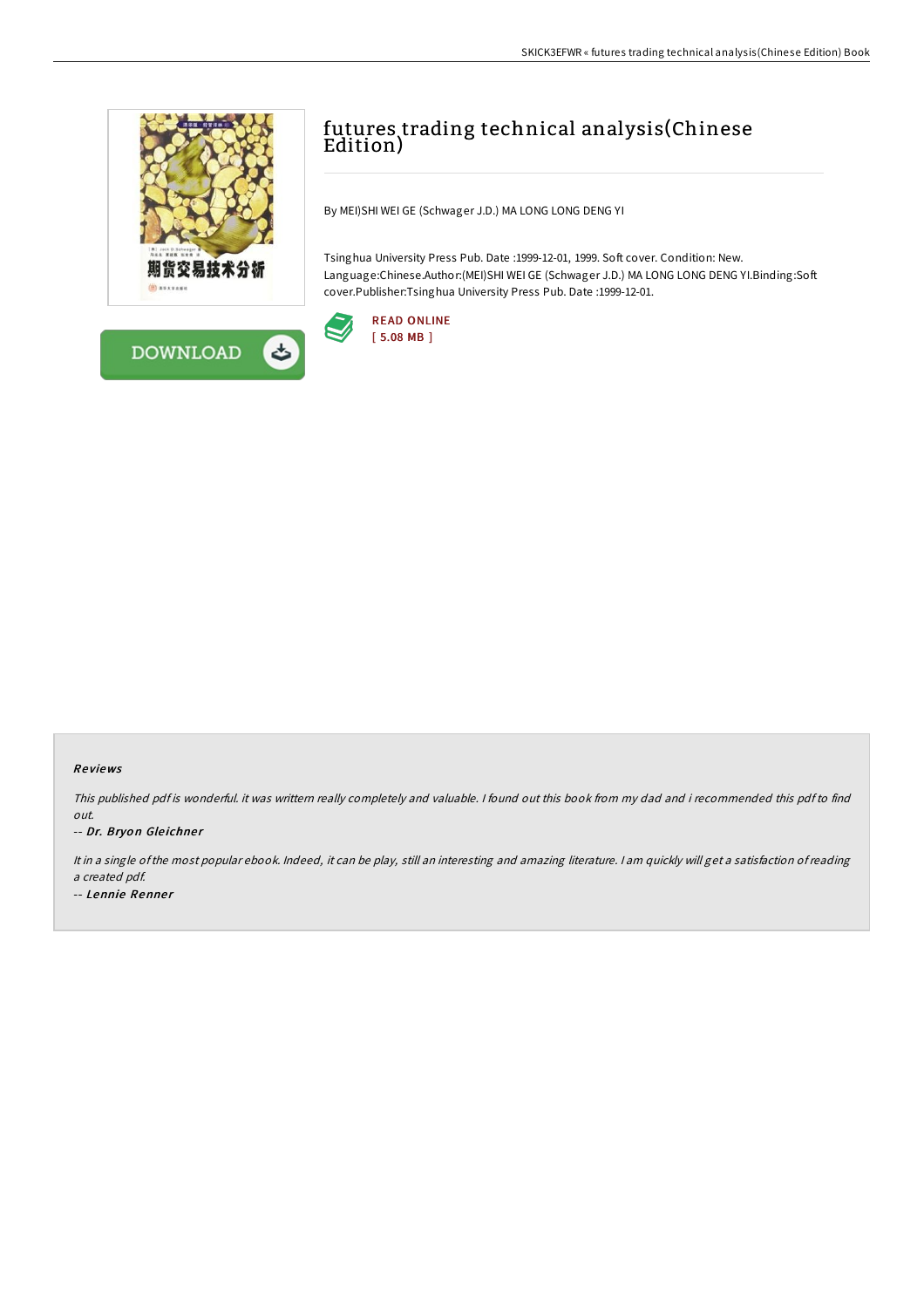# futures trading technical analysis(Chinese Edition)

By MEI)SHI WEI GE (Schwager J.D.) MA LONG LONG DENG YI

Tsinghua University Press Pub. Date :1999-12-01, 1999. Soft cover. Condition: New. Language:Chinese.Author:(MEI)SHI WEI GE (Schwager J.D.) MA LONG LONG DENG YI.Binding:Soft cover.Publisher:Tsinghua University Press Pub. Date :1999-12-01.

READ ONLINE
[ 5.08 MB ]

DOWNLOAD

### Reviews

*This published pdf is wonderful. it was written really completely and valuable. I found out this book from my dad and i recommended this pdf to find out.*

-- *Dr. Bryon Gleichner*

*It in a single of the most popular ebook. Indeed, it can be play, still an interesting and amazing literature. I am quickly will get a satisfaction of reading a created pdf.*

-- *Lennie Renner*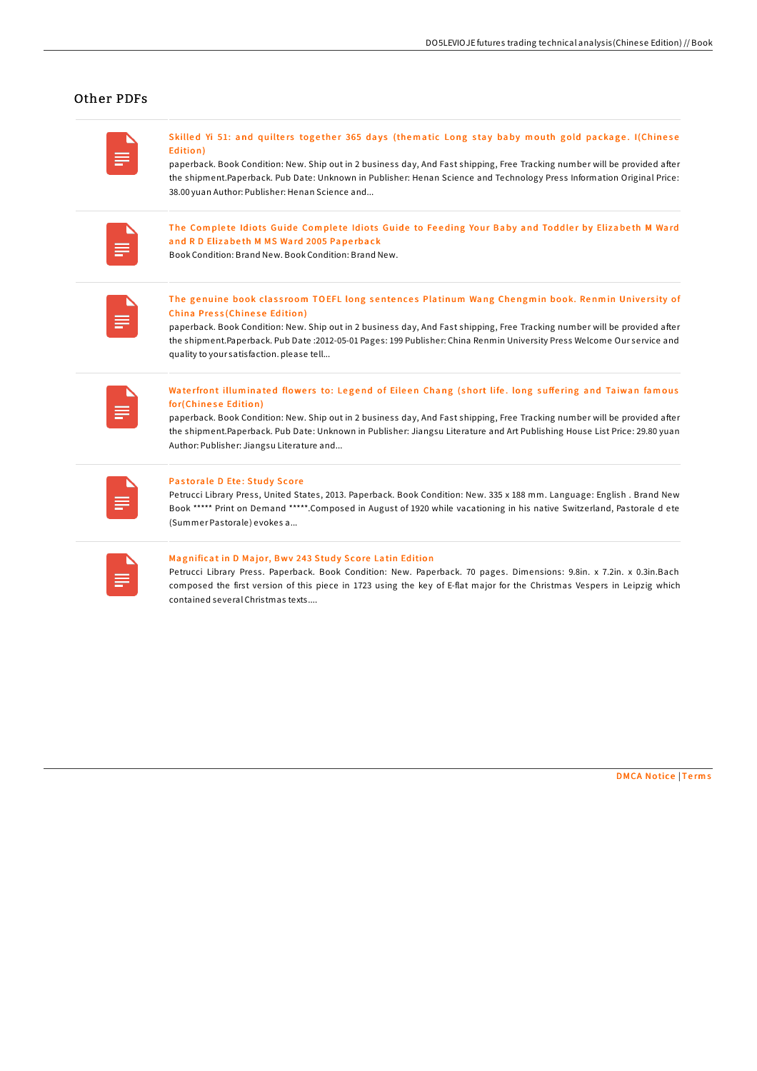## Other PDFs

**Skilled Yi 51: and quilters together 365 days (thematic Long stay baby mouth gold package. I(Chinese Edition)**

paperback. Book Condition: New. Ship out in 2 business day, And Fast shipping, Free Tracking number will be provided after the shipment.Paperback. Pub Date: Unknown in Publisher: Henan Science and Technology Press Information Original Price: 38.00 yuan Author: Publisher: Henan Science and...

**The Complete Idiots Guide Complete Idiots Guide to Feeding Your Baby and Toddler by Elizabeth M Ward and R D Elizabeth M MS Ward 2005 Paperback**

Book Condition: Brand New. Book Condition: Brand New.

**The genuine book classroom TOEFL long sentences Platinum Wang Chengmin book. Renmin University of China Press(Chinese Edition)**

paperback. Book Condition: New. Ship out in 2 business day, And Fast shipping, Free Tracking number will be provided after the shipment.Paperback. Pub Date :2012-05-01 Pages: 199 Publisher: China Renmin University Press Welcome Our service and quality to your satisfaction. please tell...

**Waterfront illuminated flowers to: Legend of Eileen Chang (short life. long suffering and Taiwan famous for(Chinese Edition)**

paperback. Book Condition: New. Ship out in 2 business day, And Fast shipping, Free Tracking number will be provided after the shipment.Paperback. Pub Date: Unknown in Publisher: Jiangsu Literature and Art Publishing House List Price: 29.80 yuan Author: Publisher: Jiangsu Literature and...

**Pastorale D Ete: Study Score**

Petrucci Library Press, United States, 2013. Paperback. Book Condition: New. 335 x 188 mm. Language: English . Brand New Book ***** Print on Demand *****.Composed in August of 1920 while vacationing in his native Switzerland, Pastorale d ete (Summer Pastorale) evokes a...

**Magnificat in D Major, Bwv 243 Study Score Latin Edition**

Petrucci Library Press. Paperback. Book Condition: New. Paperback. 70 pages. Dimensions: 9.8in. x 7.2in. x 0.3in.Bach composed the first version of this piece in 1723 using the key of E-flat major for the Christmas Vespers in Leipzig which contained several Christmas texts....

DMCA Notice | Terms